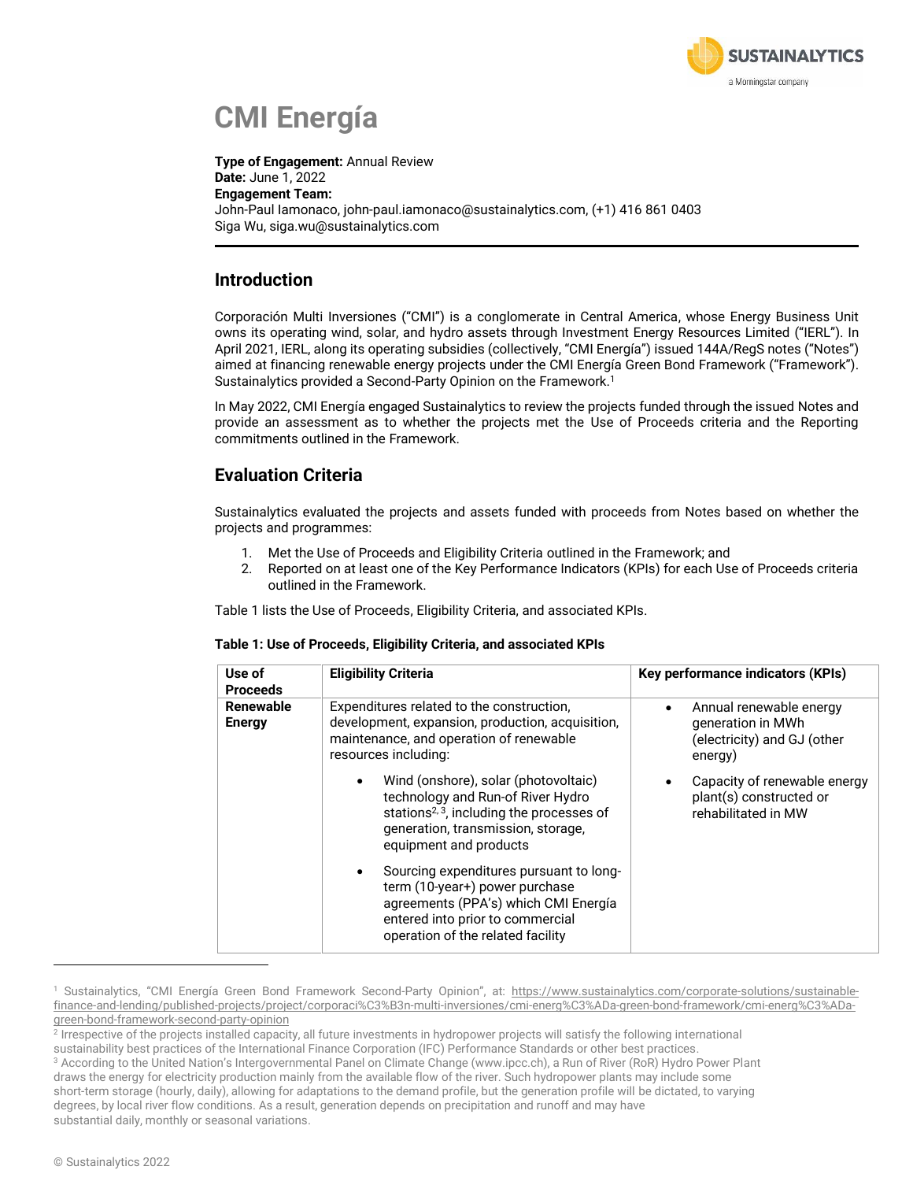# CMI Energía

**Type of Engagement:** Annual Review
**Date:** June 1, 2022
**Engagement Team:**
John-Paul Iamonaco, john-paul.iamonaco@sustainalytics.com, (+1) 416 861 0403
Siga Wu, siga.wu@sustainalytics.com

## Introduction

Corporación Multi Inversiones ("CMI") is a conglomerate in Central America, whose Energy Business Unit owns its operating wind, solar, and hydro assets through Investment Energy Resources Limited ("IERL"). In April 2021, IERL, along its operating subsidies (collectively, "CMI Energía") issued 144A/RegS notes ("Notes") aimed at financing renewable energy projects under the CMI Energía Green Bond Framework ("Framework"). Sustainalytics provided a Second-Party Opinion on the Framework.[1]

In May 2022, CMI Energía engaged Sustainalytics to review the projects funded through the issued Notes and provide an assessment as to whether the projects met the Use of Proceeds criteria and the Reporting commitments outlined in the Framework.

## Evaluation Criteria

Sustainalytics evaluated the projects and assets funded with proceeds from Notes based on whether the projects and programmes:

1. Met the Use of Proceeds and Eligibility Criteria outlined in the Framework; and
2. Reported on at least one of the Key Performance Indicators (KPIs) for each Use of Proceeds criteria outlined in the Framework.

Table 1 lists the Use of Proceeds, Eligibility Criteria, and associated KPIs.

**Table 1: Use of Proceeds, Eligibility Criteria, and associated KPIs**

| Use of Proceeds | Eligibility Criteria | Key performance indicators (KPIs) |
|---|---|---|
| **Renewable Energy** | Expenditures related to the construction, development, expansion, production, acquisition, maintenance, and operation of renewable resources including:<br>• Wind (onshore), solar (photovoltaic) technology and Run-of River Hydro stations[2, 3], including the processes of generation, transmission, storage, equipment and products<br>• Sourcing expenditures pursuant to long-term (10-year+) power purchase agreements (PPA's) which CMI Energía entered into prior to commercial operation of the related facility | • Annual renewable energy generation in MWh (electricity) and GJ (other energy)<br>• Capacity of renewable energy plant(s) constructed or rehabilitated in MW |

[1] Sustainalytics, "CMI Energía Green Bond Framework Second-Party Opinion", at: https://www.sustainalytics.com/corporate-solutions/sustainable-finance-and-lending/published-projects/project/corporaci%C3%B3n-multi-inversiones/cmi-energ%C3%ADa-green-bond-framework/cmi-energ%C3%ADa-green-bond-framework-second-party-opinion

[2] Irrespective of the projects installed capacity, all future investments in hydropower projects will satisfy the following international sustainability best practices of the International Finance Corporation (IFC) Performance Standards or other best practices.

[3] According to the United Nation's Intergovernmental Panel on Climate Change (www.ipcc.ch), a Run of River (RoR) Hydro Power Plant draws the energy for electricity production mainly from the available flow of the river. Such hydropower plants may include some short-term storage (hourly, daily), allowing for adaptations to the demand profile, but the generation profile will be dictated, to varying degrees, by local river flow conditions. As a result, generation depends on precipitation and runoff and may have substantial daily, monthly or seasonal variations.

© Sustainalytics 2022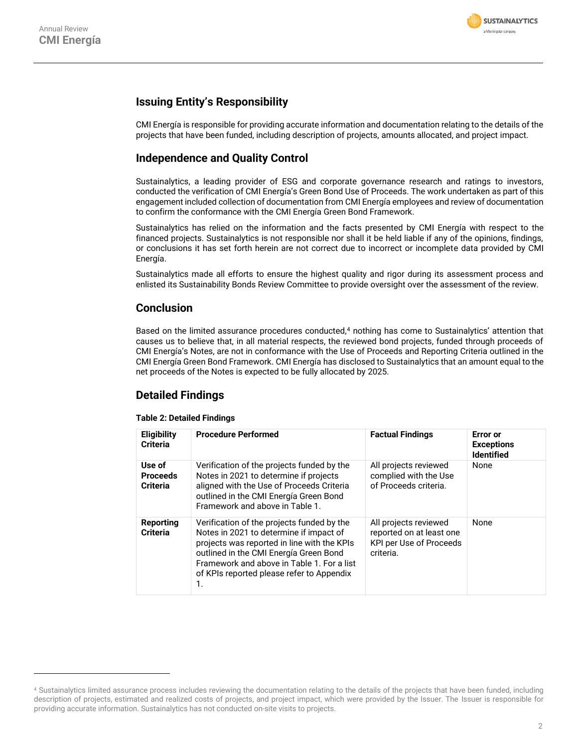## Issuing Entity's Responsibility

CMI Energía is responsible for providing accurate information and documentation relating to the details of the projects that have been funded, including description of projects, amounts allocated, and project impact.

## Independence and Quality Control

Sustainalytics, a leading provider of ESG and corporate governance research and ratings to investors, conducted the verification of CMI Energía's Green Bond Use of Proceeds. The work undertaken as part of this engagement included collection of documentation from CMI Energía employees and review of documentation to confirm the conformance with the CMI Energía Green Bond Framework.

Sustainalytics has relied on the information and the facts presented by CMI Energía with respect to the financed projects. Sustainalytics is not responsible nor shall it be held liable if any of the opinions, findings, or conclusions it has set forth herein are not correct due to incorrect or incomplete data provided by CMI Energía.

Sustainalytics made all efforts to ensure the highest quality and rigor during its assessment process and enlisted its Sustainability Bonds Review Committee to provide oversight over the assessment of the review.

## Conclusion

Based on the limited assurance procedures conducted,[4] nothing has come to Sustainalytics' attention that causes us to believe that, in all material respects, the reviewed bond projects, funded through proceeds of CMI Energía's Notes, are not in conformance with the Use of Proceeds and Reporting Criteria outlined in the CMI Energía Green Bond Framework. CMI Energía has disclosed to Sustainalytics that an amount equal to the net proceeds of the Notes is expected to be fully allocated by 2025.

## Detailed Findings

**Table 2: Detailed Findings**

| Eligibility Criteria | Procedure Performed | Factual Findings | Error or Exceptions Identified |
|---|---|---|---|
| **Use of Proceeds Criteria** | Verification of the projects funded by the Notes in 2021 to determine if projects aligned with the Use of Proceeds Criteria outlined in the CMI Energía Green Bond Framework and above in Table 1. | All projects reviewed complied with the Use of Proceeds criteria. | None |
| **Reporting Criteria** | Verification of the projects funded by the Notes in 2021 to determine if impact of projects was reported in line with the KPIs outlined in the CMI Energía Green Bond Framework and above in Table 1. For a list of KPIs reported please refer to Appendix 1. | All projects reviewed reported on at least one KPI per Use of Proceeds criteria. | None |

[4] Sustainalytics limited assurance process includes reviewing the documentation relating to the details of the projects that have been funded, including description of projects, estimated and realized costs of projects, and project impact, which were provided by the Issuer. The Issuer is responsible for providing accurate information. Sustainalytics has not conducted on-site visits to projects.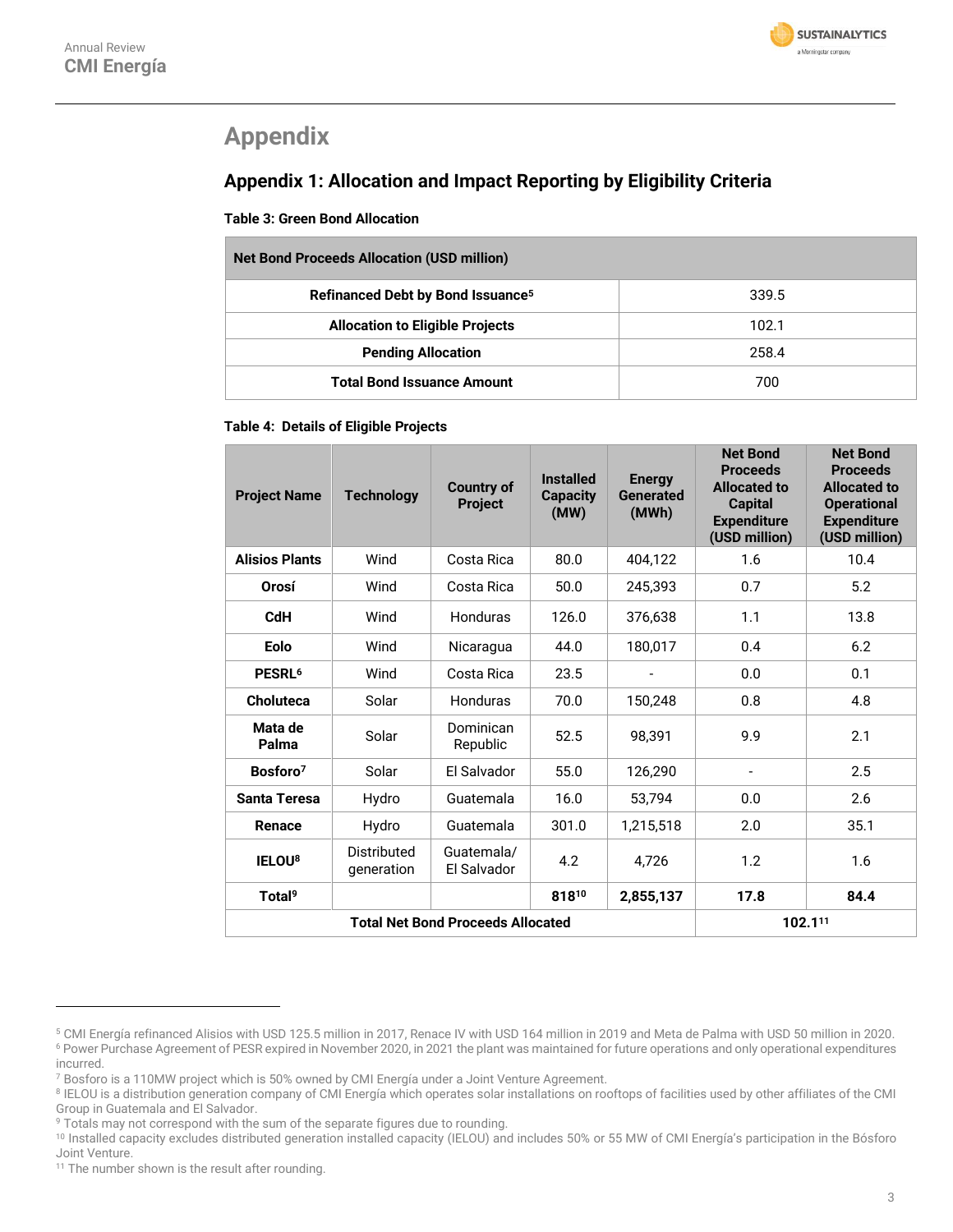# Appendix

## Appendix 1: Allocation and Impact Reporting by Eligibility Criteria

**Table 3: Green Bond Allocation**

| Net Bond Proceeds Allocation (USD million) | |
|---|---|
| **Refinanced Debt by Bond Issuance[5]** | 339.5 |
| **Allocation to Eligible Projects** | 102.1 |
| **Pending Allocation** | 258.4 |
| **Total Bond Issuance Amount** | 700 |

**Table 4: Details of Eligible Projects**

| Project Name | Technology | Country of Project | Installed Capacity (MW) | Energy Generated (MWh) | Net Bond Proceeds Allocated to Capital Expenditure (USD million) | Net Bond Proceeds Allocated to Operational Expenditure (USD million) |
|---|---|---|---|---|---|---|
| **Alisios Plants** | Wind | Costa Rica | 80.0 | 404,122 | 1.6 | 10.4 |
| **Orosí** | Wind | Costa Rica | 50.0 | 245,393 | 0.7 | 5.2 |
| **CdH** | Wind | Honduras | 126.0 | 376,638 | 1.1 | 13.8 |
| **Eolo** | Wind | Nicaragua | 44.0 | 180,017 | 0.4 | 6.2 |
| **PESRL[6]** | Wind | Costa Rica | 23.5 | - | 0.0 | 0.1 |
| **Choluteca** | Solar | Honduras | 70.0 | 150,248 | 0.8 | 4.8 |
| **Mata de Palma** | Solar | Dominican Republic | 52.5 | 98,391 | 9.9 | 2.1 |
| **Bosforo[7]** | Solar | El Salvador | 55.0 | 126,290 | - | 2.5 |
| **Santa Teresa** | Hydro | Guatemala | 16.0 | 53,794 | 0.0 | 2.6 |
| **Renace** | Hydro | Guatemala | 301.0 | 1,215,518 | 2.0 | 35.1 |
| **IELOU[8]** | Distributed generation | Guatemala/ El Salvador | 4.2 | 4,726 | 1.2 | 1.6 |
| **Total[9]** | | | **818[10]** | **2,855,137** | **17.8** | **84.4** |
| **Total Net Bond Proceeds Allocated** | | | | | **102.1[11]** | |

[5] CMI Energía refinanced Alisios with USD 125.5 million in 2017, Renace IV with USD 164 million in 2019 and Meta de Palma with USD 50 million in 2020.

[6] Power Purchase Agreement of PESR expired in November 2020, in 2021 the plant was maintained for future operations and only operational expenditures incurred.

[7] Bosforo is a 110MW project which is 50% owned by CMI Energía under a Joint Venture Agreement.

[8] IELOU is a distribution generation company of CMI Energía which operates solar installations on rooftops of facilities used by other affiliates of the CMI Group in Guatemala and El Salvador.

[9] Totals may not correspond with the sum of the separate figures due to rounding.

[10] Installed capacity excludes distributed generation installed capacity (IELOU) and includes 50% or 55 MW of CMI Energía's participation in the Bósforo Joint Venture.

[11] The number shown is the result after rounding.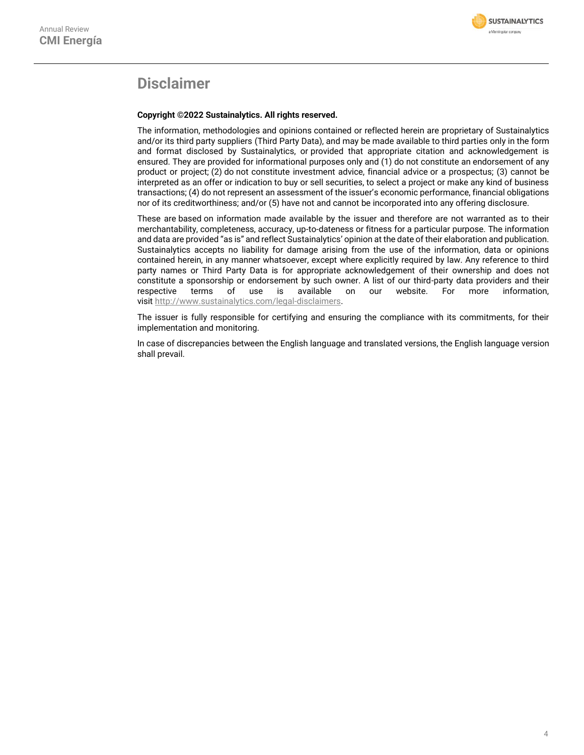# Disclaimer

**Copyright ©2022 Sustainalytics. All rights reserved.**

The information, methodologies and opinions contained or reflected herein are proprietary of Sustainalytics and/or its third party suppliers (Third Party Data), and may be made available to third parties only in the form and format disclosed by Sustainalytics, or provided that appropriate citation and acknowledgement is ensured. They are provided for informational purposes only and (1) do not constitute an endorsement of any product or project; (2) do not constitute investment advice, financial advice or a prospectus; (3) cannot be interpreted as an offer or indication to buy or sell securities, to select a project or make any kind of business transactions; (4) do not represent an assessment of the issuer's economic performance, financial obligations nor of its creditworthiness; and/or (5) have not and cannot be incorporated into any offering disclosure.

These are based on information made available by the issuer and therefore are not warranted as to their merchantability, completeness, accuracy, up-to-dateness or fitness for a particular purpose. The information and data are provided "as is" and reflect Sustainalytics' opinion at the date of their elaboration and publication. Sustainalytics accepts no liability for damage arising from the use of the information, data or opinions contained herein, in any manner whatsoever, except where explicitly required by law. Any reference to third party names or Third Party Data is for appropriate acknowledgement of their ownership and does not constitute a sponsorship or endorsement by such owner. A list of our third-party data providers and their respective terms of use is available on our website. For more information, visit http://www.sustainalytics.com/legal-disclaimers.

The issuer is fully responsible for certifying and ensuring the compliance with its commitments, for their implementation and monitoring.

In case of discrepancies between the English language and translated versions, the English language version shall prevail.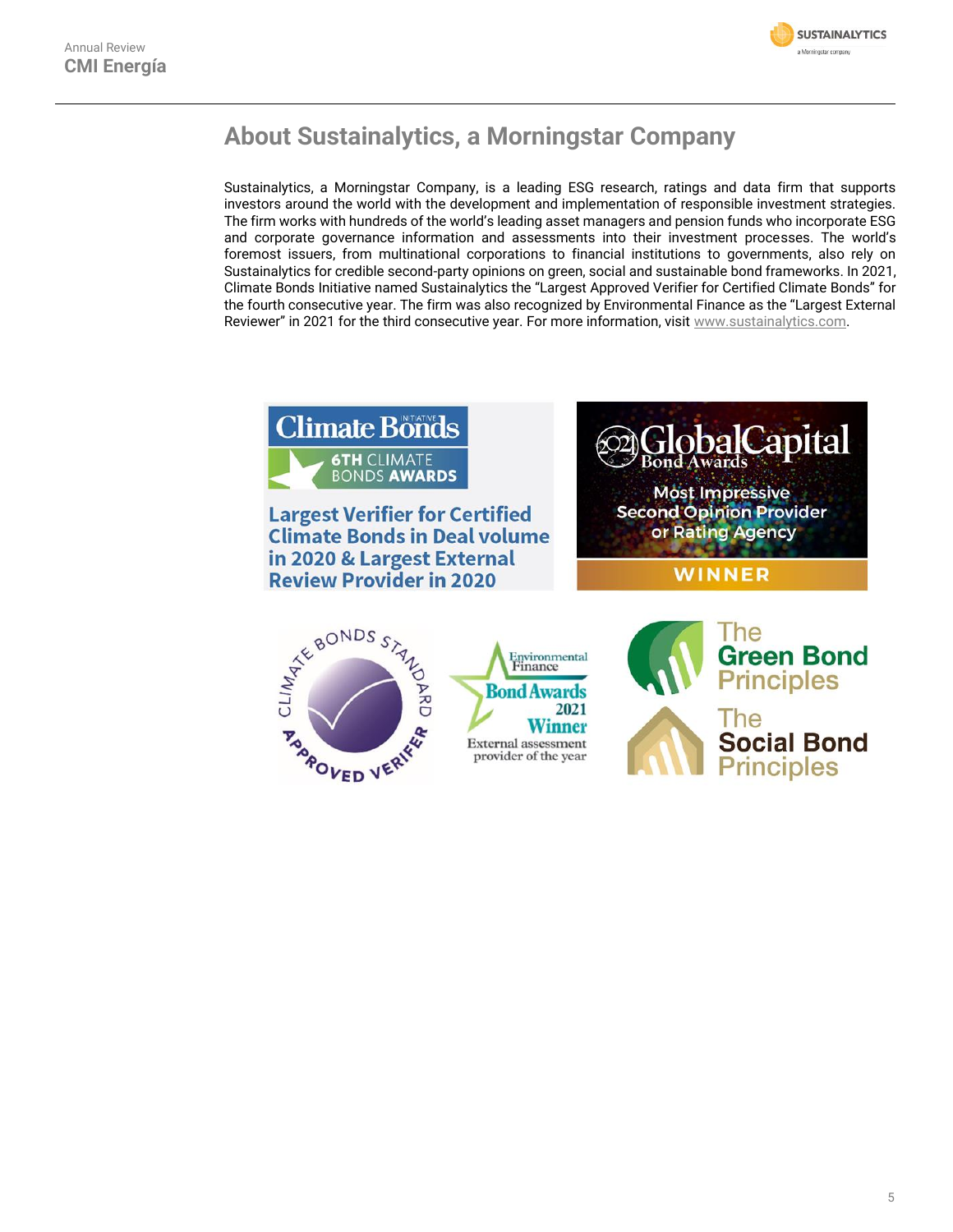## About Sustainalytics, a Morningstar Company

Sustainalytics, a Morningstar Company, is a leading ESG research, ratings and data firm that supports investors around the world with the development and implementation of responsible investment strategies. The firm works with hundreds of the world's leading asset managers and pension funds who incorporate ESG and corporate governance information and assessments into their investment processes. The world's foremost issuers, from multinational corporations to financial institutions to governments, also rely on Sustainalytics for credible second-party opinions on green, social and sustainable bond frameworks. In 2021, Climate Bonds Initiative named Sustainalytics the "Largest Approved Verifier for Certified Climate Bonds" for the fourth consecutive year. The firm was also recognized by Environmental Finance as the "Largest External Reviewer" in 2021 for the third consecutive year. For more information, visit www.sustainalytics.com.

Climate Bonds Initiative
6TH CLIMATE BONDS AWARDS
Largest Verifier for Certified Climate Bonds in Deal volume in 2020 & Largest External Review Provider in 2020

2021 GlobalCapital Bond Awards
Most Impressive Second Opinion Provider or Rating Agency
WINNER

Climate Bonds Standard Approved Verifier

Environmental Finance
Bond Awards 2021 Winner
External assessment provider of the year

The Green Bond Principles

The Social Bond Principles